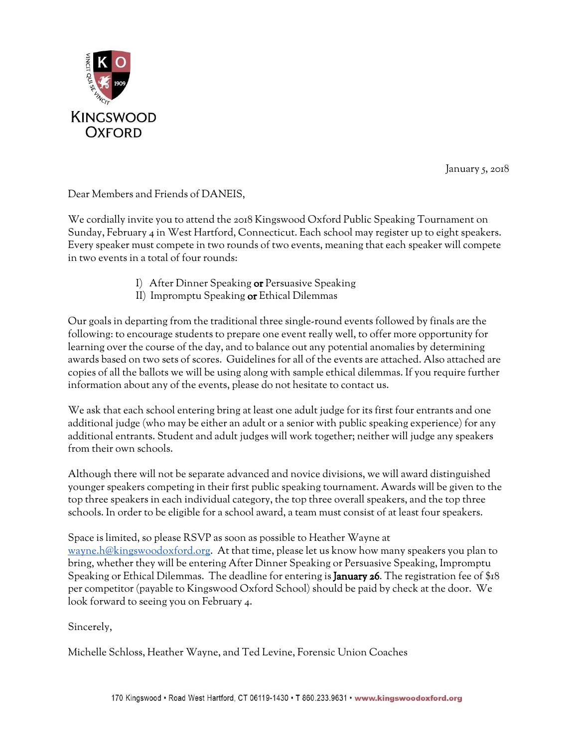KINGSWOOD OXFORD

January 5, 2018

Dear Members and Friends of DANEIS,

We cordially invite you to attend the 2018 Kingswood Oxford Public Speaking Tournament on Sunday, February 4 in West Hartford, Connecticut. Each school may register up to eight speakers. Every speaker must compete in two rounds of two events, meaning that each speaker will compete in two events in a total of four rounds:

I) After Dinner Speaking **or** Persuasive Speaking
II) Impromptu Speaking **or** Ethical Dilemmas

Our goals in departing from the traditional three single-round events followed by finals are the following: to encourage students to prepare one event really well, to offer more opportunity for learning over the course of the day, and to balance out any potential anomalies by determining awards based on two sets of scores. Guidelines for all of the events are attached. Also attached are copies of all the ballots we will be using along with sample ethical dilemmas. If you require further information about any of the events, please do not hesitate to contact us.

We ask that each school entering bring at least one adult judge for its first four entrants and one additional judge (who may be either an adult or a senior with public speaking experience) for any additional entrants. Student and adult judges will work together; neither will judge any speakers from their own schools.

Although there will not be separate advanced and novice divisions, we will award distinguished younger speakers competing in their first public speaking tournament. Awards will be given to the top three speakers in each individual category, the top three overall speakers, and the top three schools. In order to be eligible for a school award, a team must consist of at least four speakers.

Space is limited, so please RSVP as soon as possible to Heather Wayne at wayne.h@kingswoodoxford.org. At that time, please let us know how many speakers you plan to bring, whether they will be entering After Dinner Speaking or Persuasive Speaking, Impromptu Speaking or Ethical Dilemmas. The deadline for entering is **January 26**. The registration fee of $18 per competitor (payable to Kingswood Oxford School) should be paid by check at the door. We look forward to seeing you on February 4.

Sincerely,

Michelle Schloss, Heather Wayne, and Ted Levine, Forensic Union Coaches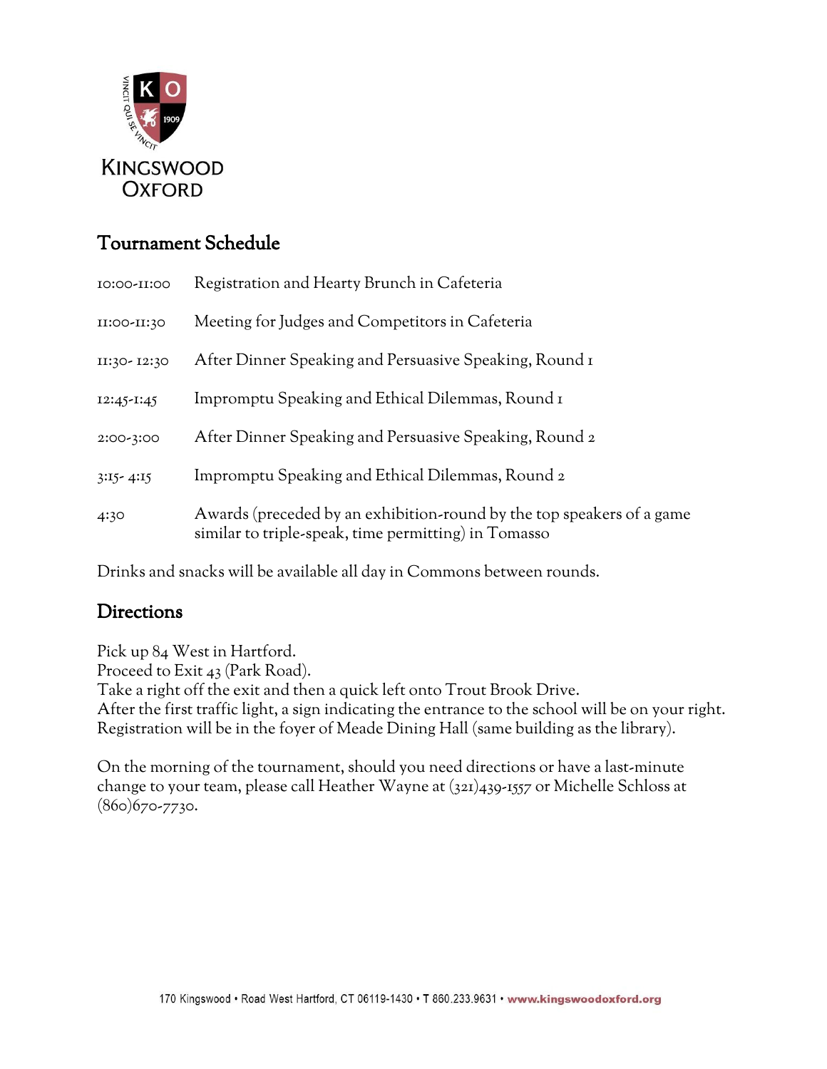KINGSWOOD OXFORD

## Tournament Schedule

| | |
|---|---|
| 10:00-11:00 | Registration and Hearty Brunch in Cafeteria |
| 11:00-11:30 | Meeting for Judges and Competitors in Cafeteria |
| 11:30- 12:30 | After Dinner Speaking and Persuasive Speaking, Round 1 |
| 12:45-1:45 | Impromptu Speaking and Ethical Dilemmas, Round 1 |
| 2:00-3:00 | After Dinner Speaking and Persuasive Speaking, Round 2 |
| 3:15- 4:15 | Impromptu Speaking and Ethical Dilemmas, Round 2 |
| 4:30 | Awards (preceded by an exhibition-round by the top speakers of a game similar to triple-speak, time permitting) in Tomasso |

Drinks and snacks will be available all day in Commons between rounds.

## Directions

Pick up 84 West in Hartford.
Proceed to Exit 43 (Park Road).
Take a right off the exit and then a quick left onto Trout Brook Drive.
After the first traffic light, a sign indicating the entrance to the school will be on your right.
Registration will be in the foyer of Meade Dining Hall (same building as the library).

On the morning of the tournament, should you need directions or have a last-minute change to your team, please call Heather Wayne at (321)439-1557 or Michelle Schloss at (860)670-7730.

170 Kingswood • Road West Hartford, CT 06119-1430 • T 860.233.9631 • www.kingswoodoxford.org